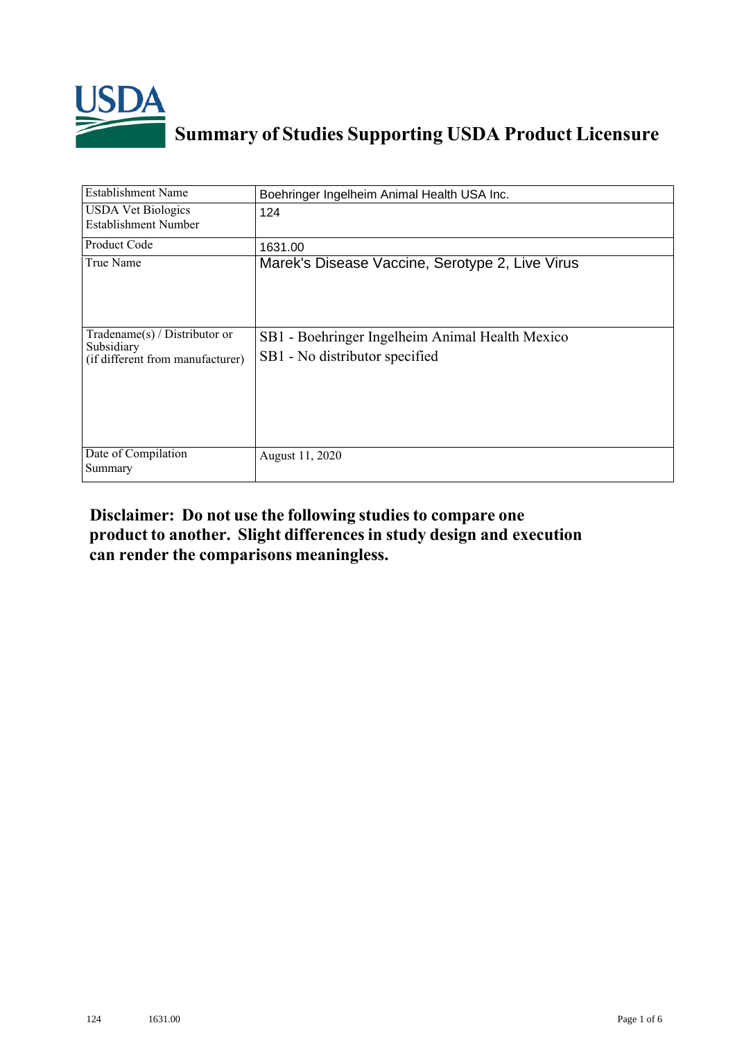# Summary of Studies Supporting USDA Product Licensure

| Establishment Name | Boehringer Ingelheim Animal Health USA Inc. |
|---|---|
| USDA Vet Biologics Establishment Number | 124 |
| Product Code | 1631.00 |
| True Name | Marek's Disease Vaccine, Serotype 2, Live Virus |
| Tradename(s) / Distributor or Subsidiary (if different from manufacturer) | SB1 - Boehringer Ingelheim Animal Health Mexico<br>SB1 - No distributor specified |
| Date of Compilation Summary | August 11, 2020 |

**Disclaimer: Do not use the following studies to compare one product to another. Slight differences in study design and execution can render the comparisons meaningless.**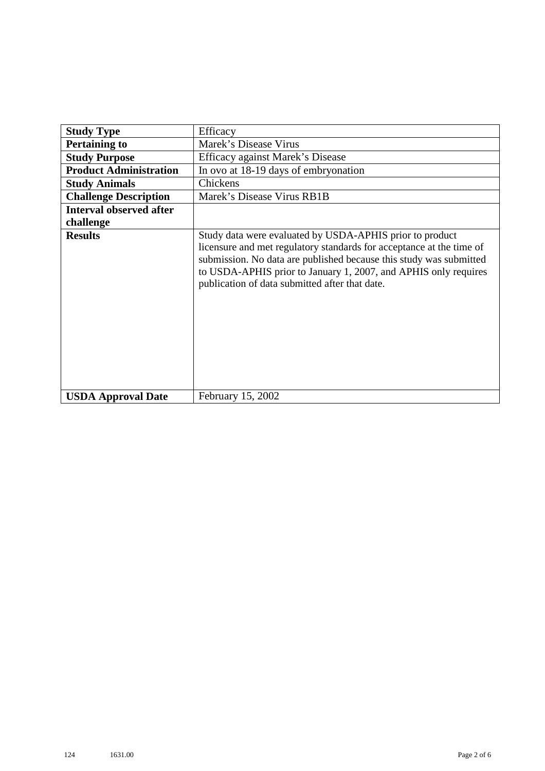| **Study Type** | Efficacy |
|---|---|
| **Pertaining to** | Marek's Disease Virus |
| **Study Purpose** | Efficacy against Marek's Disease |
| **Product Administration** | In ovo at 18-19 days of embryonation |
| **Study Animals** | Chickens |
| **Challenge Description** | Marek's Disease Virus RB1B |
| **Interval observed after challenge** | |
| **Results** | Study data were evaluated by USDA-APHIS prior to product licensure and met regulatory standards for acceptance at the time of submission. No data are published because this study was submitted to USDA-APHIS prior to January 1, 2007, and APHIS only requires publication of data submitted after that date. |
| **USDA Approval Date** | February 15, 2002 |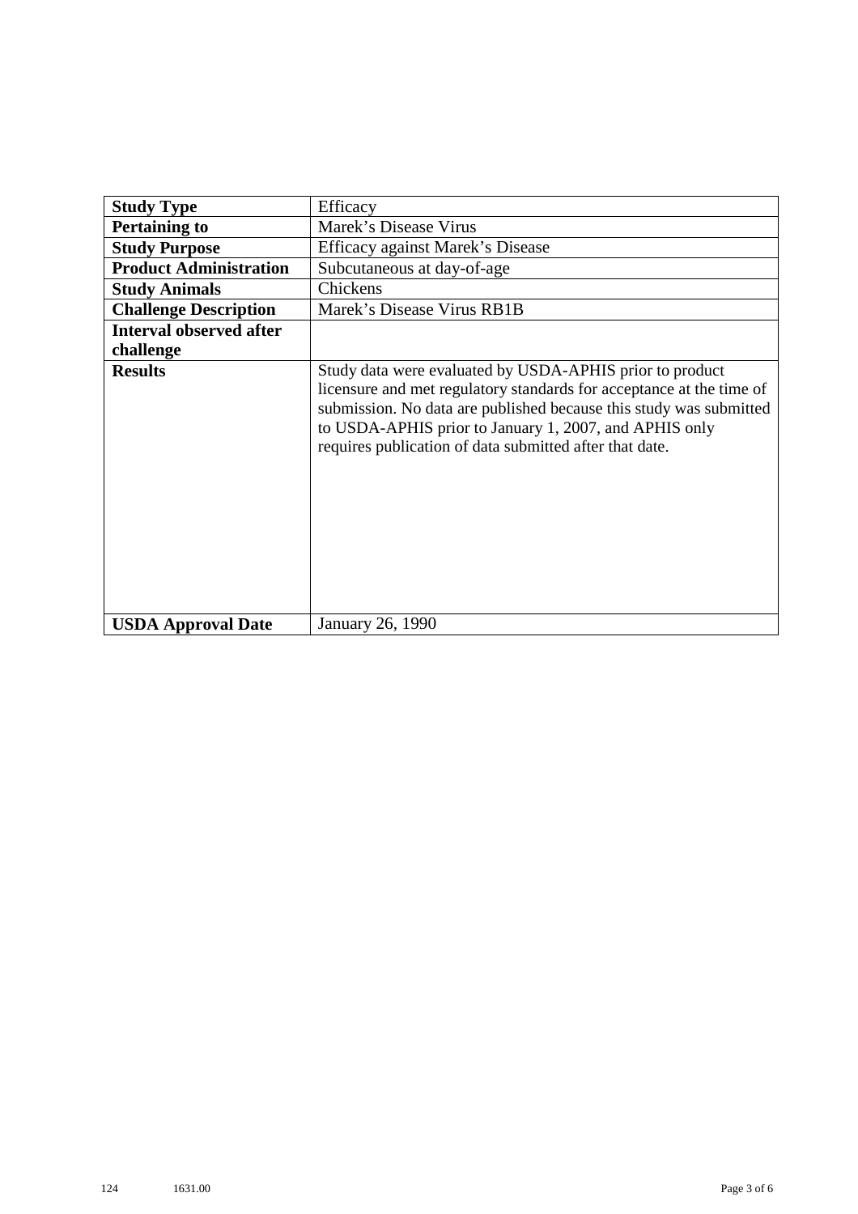| | |
|---|---|
| **Study Type** | Efficacy |
| **Pertaining to** | Marek's Disease Virus |
| **Study Purpose** | Efficacy against Marek's Disease |
| **Product Administration** | Subcutaneous at day-of-age |
| **Study Animals** | Chickens |
| **Challenge Description** | Marek's Disease Virus RB1B |
| **Interval observed after challenge** | |
| **Results** | Study data were evaluated by USDA-APHIS prior to product licensure and met regulatory standards for acceptance at the time of submission. No data are published because this study was submitted to USDA-APHIS prior to January 1, 2007, and APHIS only requires publication of data submitted after that date. |
| **USDA Approval Date** | January 26, 1990 |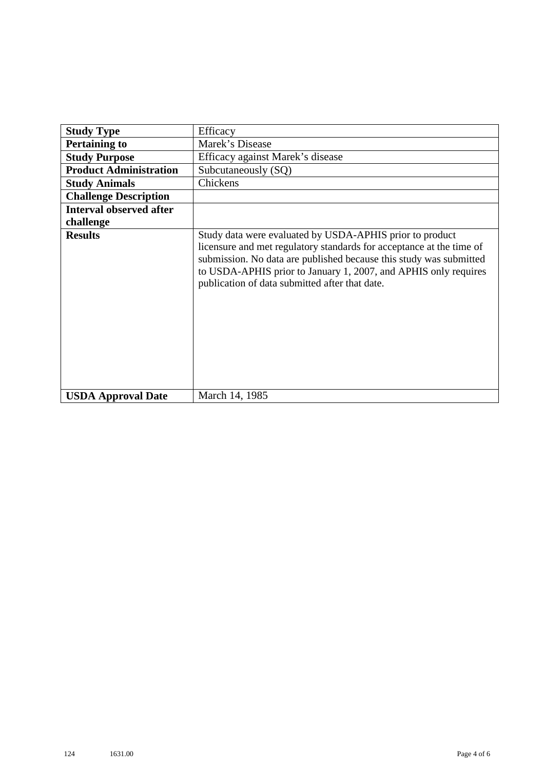| **Study Type** | Efficacy |
| --- | --- |
| **Pertaining to** | Marek’s Disease |
| **Study Purpose** | Efficacy against Marek’s disease |
| **Product Administration** | Subcutaneously (SQ) |
| **Study Animals** | Chickens |
| **Challenge Description** | |
| **Interval observed after challenge** | |
| **Results** | Study data were evaluated by USDA-APHIS prior to product licensure and met regulatory standards for acceptance at the time of submission. No data are published because this study was submitted to USDA-APHIS prior to January 1, 2007, and APHIS only requires publication of data submitted after that date. |
| **USDA Approval Date** | March 14, 1985 |

124 1631.00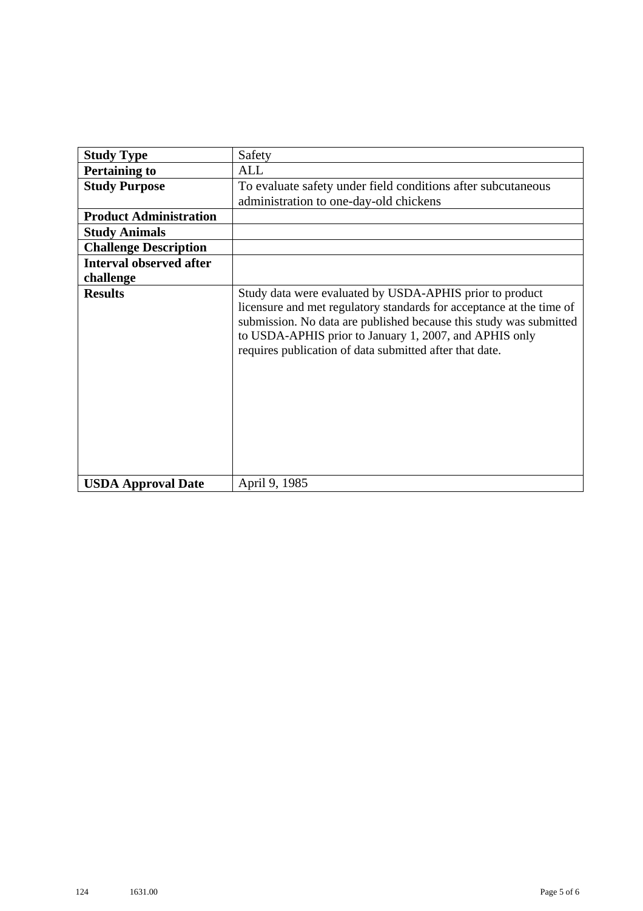| | |
|---|---|
| **Study Type** | Safety |
| **Pertaining to** | ALL |
| **Study Purpose** | To evaluate safety under field conditions after subcutaneous administration to one-day-old chickens |
| **Product Administration** | |
| **Study Animals** | |
| **Challenge Description** | |
| **Interval observed after challenge** | |
| **Results** | Study data were evaluated by USDA-APHIS prior to product licensure and met regulatory standards for acceptance at the time of submission. No data are published because this study was submitted to USDA-APHIS prior to January 1, 2007, and APHIS only requires publication of data submitted after that date. |
| **USDA Approval Date** | April 9, 1985 |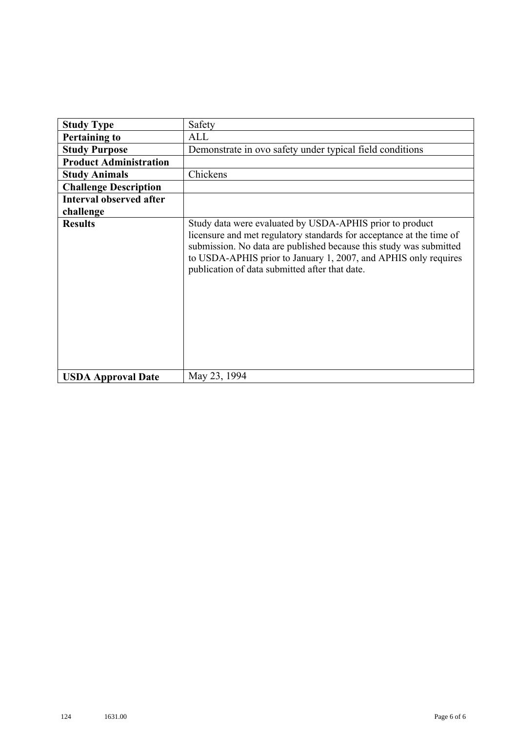| | |
|---|---|
| **Study Type** | Safety |
| **Pertaining to** | ALL |
| **Study Purpose** | Demonstrate in ovo safety under typical field conditions |
| **Product Administration** | |
| **Study Animals** | Chickens |
| **Challenge Description** | |
| **Interval observed after challenge** | |
| **Results** | Study data were evaluated by USDA-APHIS prior to product licensure and met regulatory standards for acceptance at the time of submission. No data are published because this study was submitted to USDA-APHIS prior to January 1, 2007, and APHIS only requires publication of data submitted after that date. |
| **USDA Approval Date** | May 23, 1994 |

124 1631.00